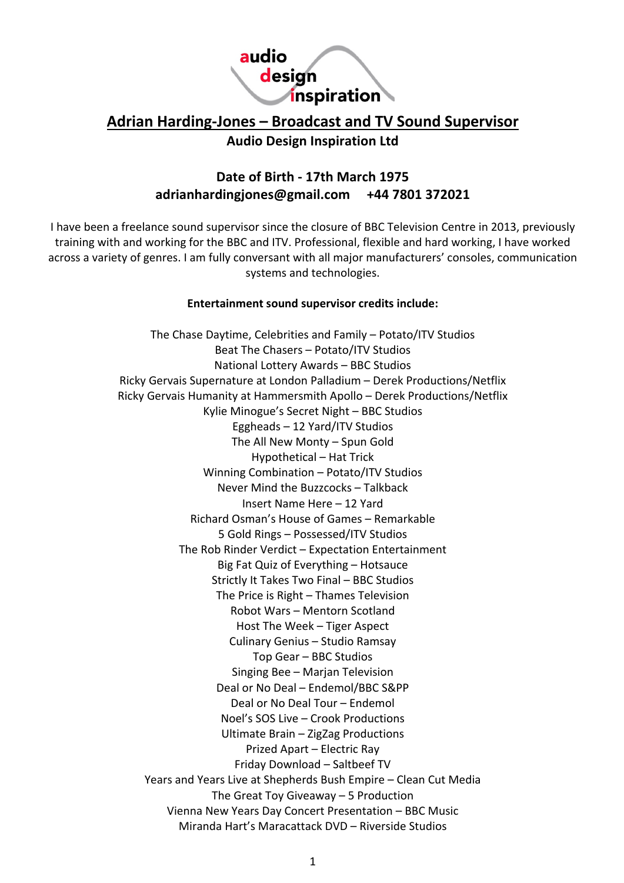audio design inspiration

# Adrian Harding-Jones – Broadcast and TV Sound Supervisor

**Audio Design Inspiration Ltd**

**Date of Birth - 17th March 1975**

**adrianhardingjones@gmail.com +44 7801 372021**

I have been a freelance sound supervisor since the closure of BBC Television Centre in 2013, previously training with and working for the BBC and ITV. Professional, flexible and hard working, I have worked across a variety of genres. I am fully conversant with all major manufacturers' consoles, communication systems and technologies.

**Entertainment sound supervisor credits include:**

The Chase Daytime, Celebrities and Family – Potato/ITV Studios
Beat The Chasers – Potato/ITV Studios
National Lottery Awards – BBC Studios
Ricky Gervais Supernature at London Palladium – Derek Productions/Netflix
Ricky Gervais Humanity at Hammersmith Apollo – Derek Productions/Netflix
Kylie Minogue's Secret Night – BBC Studios
Eggheads – 12 Yard/ITV Studios
The All New Monty – Spun Gold
Hypothetical – Hat Trick
Winning Combination – Potato/ITV Studios
Never Mind the Buzzcocks – Talkback
Insert Name Here – 12 Yard
Richard Osman's House of Games – Remarkable
5 Gold Rings – Possessed/ITV Studios
The Rob Rinder Verdict – Expectation Entertainment
Big Fat Quiz of Everything – Hotsauce
Strictly It Takes Two Final – BBC Studios
The Price is Right – Thames Television
Robot Wars – Mentorn Scotland
Host The Week – Tiger Aspect
Culinary Genius – Studio Ramsay
Top Gear – BBC Studios
Singing Bee – Marjan Television
Deal or No Deal – Endemol/BBC S&PP
Deal or No Deal Tour – Endemol
Noel's SOS Live – Crook Productions
Ultimate Brain – ZigZag Productions
Prized Apart – Electric Ray
Friday Download – Saltbeef TV
Years and Years Live at Shepherds Bush Empire – Clean Cut Media
The Great Toy Giveaway – 5 Production
Vienna New Years Day Concert Presentation – BBC Music
Miranda Hart's Maracattack DVD – Riverside Studios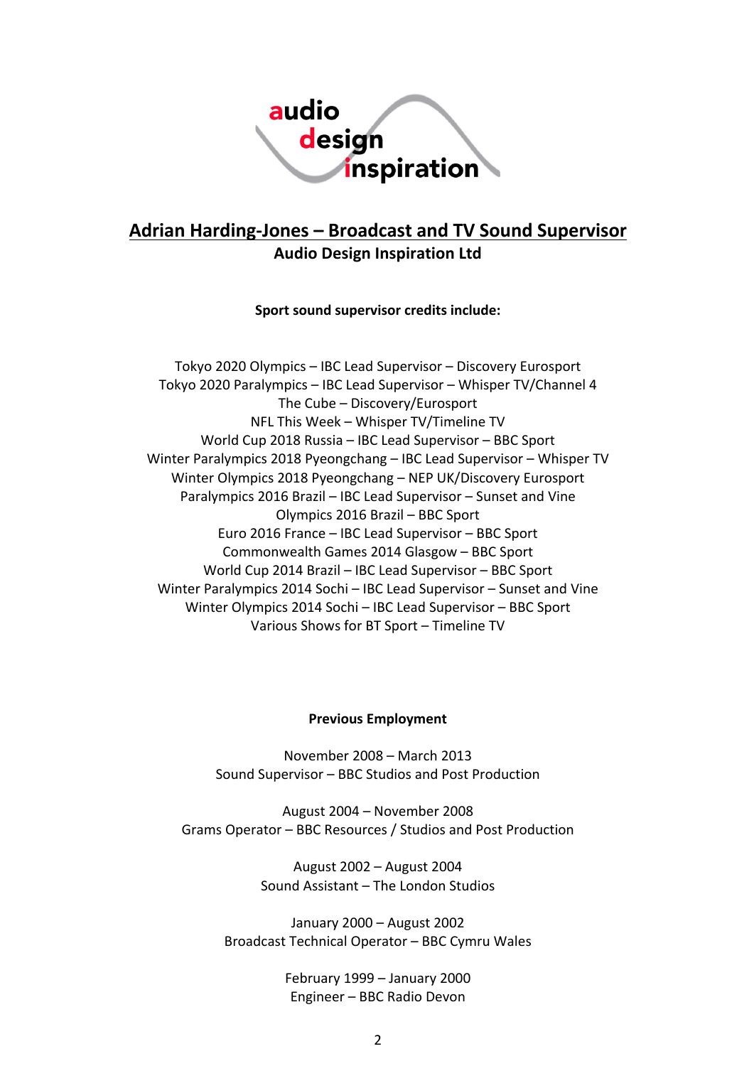audio design inspiration

# Adrian Harding-Jones – Broadcast and TV Sound Supervisor

**Audio Design Inspiration Ltd**

**Sport sound supervisor credits include:**

Tokyo 2020 Olympics – IBC Lead Supervisor – Discovery Eurosport
Tokyo 2020 Paralympics – IBC Lead Supervisor – Whisper TV/Channel 4
The Cube – Discovery/Eurosport
NFL This Week – Whisper TV/Timeline TV
World Cup 2018 Russia – IBC Lead Supervisor – BBC Sport
Winter Paralympics 2018 Pyeongchang – IBC Lead Supervisor – Whisper TV
Winter Olympics 2018 Pyeongchang – NEP UK/Discovery Eurosport
Paralympics 2016 Brazil – IBC Lead Supervisor – Sunset and Vine
Olympics 2016 Brazil – BBC Sport
Euro 2016 France – IBC Lead Supervisor – BBC Sport
Commonwealth Games 2014 Glasgow – BBC Sport
World Cup 2014 Brazil – IBC Lead Supervisor – BBC Sport
Winter Paralympics 2014 Sochi – IBC Lead Supervisor – Sunset and Vine
Winter Olympics 2014 Sochi – IBC Lead Supervisor – BBC Sport
Various Shows for BT Sport – Timeline TV

**Previous Employment**

November 2008 – March 2013
Sound Supervisor – BBC Studios and Post Production

August 2004 – November 2008
Grams Operator – BBC Resources / Studios and Post Production

August 2002 – August 2004
Sound Assistant – The London Studios

January 2000 – August 2002
Broadcast Technical Operator – BBC Cymru Wales

February 1999 – January 2000
Engineer – BBC Radio Devon